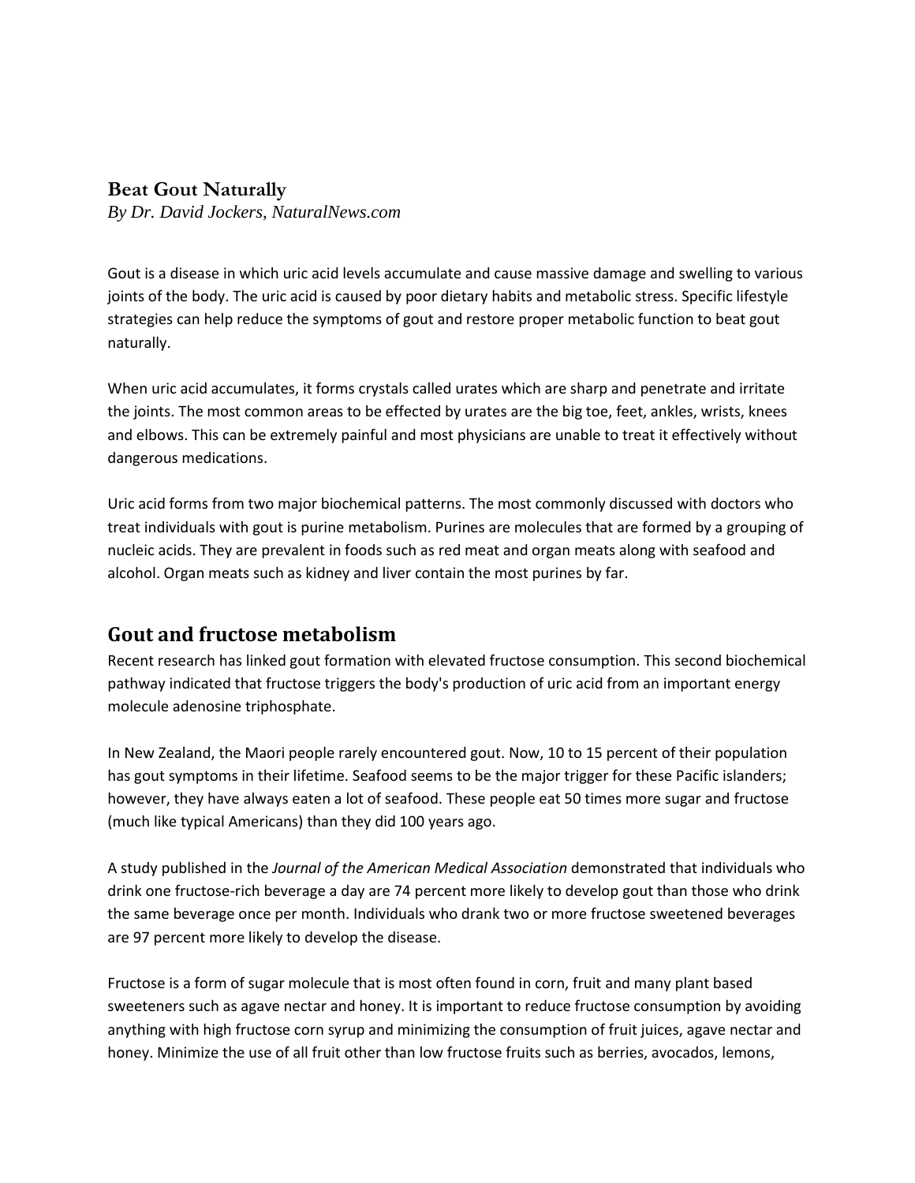# Beat Gout Naturally

*By Dr. David Jockers, NaturalNews.com*

Gout is a disease in which uric acid levels accumulate and cause massive damage and swelling to various joints of the body. The uric acid is caused by poor dietary habits and metabolic stress. Specific lifestyle strategies can help reduce the symptoms of gout and restore proper metabolic function to beat gout naturally.

When uric acid accumulates, it forms crystals called urates which are sharp and penetrate and irritate the joints. The most common areas to be effected by urates are the big toe, feet, ankles, wrists, knees and elbows. This can be extremely painful and most physicians are unable to treat it effectively without dangerous medications.

Uric acid forms from two major biochemical patterns. The most commonly discussed with doctors who treat individuals with gout is purine metabolism. Purines are molecules that are formed by a grouping of nucleic acids. They are prevalent in foods such as red meat and organ meats along with seafood and alcohol. Organ meats such as kidney and liver contain the most purines by far.

## Gout and fructose metabolism

Recent research has linked gout formation with elevated fructose consumption. This second biochemical pathway indicated that fructose triggers the body's production of uric acid from an important energy molecule adenosine triphosphate.

In New Zealand, the Maori people rarely encountered gout. Now, 10 to 15 percent of their population has gout symptoms in their lifetime. Seafood seems to be the major trigger for these Pacific islanders; however, they have always eaten a lot of seafood. These people eat 50 times more sugar and fructose (much like typical Americans) than they did 100 years ago.

A study published in the *Journal of the American Medical Association* demonstrated that individuals who drink one fructose-rich beverage a day are 74 percent more likely to develop gout than those who drink the same beverage once per month. Individuals who drank two or more fructose sweetened beverages are 97 percent more likely to develop the disease.

Fructose is a form of sugar molecule that is most often found in corn, fruit and many plant based sweeteners such as agave nectar and honey. It is important to reduce fructose consumption by avoiding anything with high fructose corn syrup and minimizing the consumption of fruit juices, agave nectar and honey. Minimize the use of all fruit other than low fructose fruits such as berries, avocados, lemons,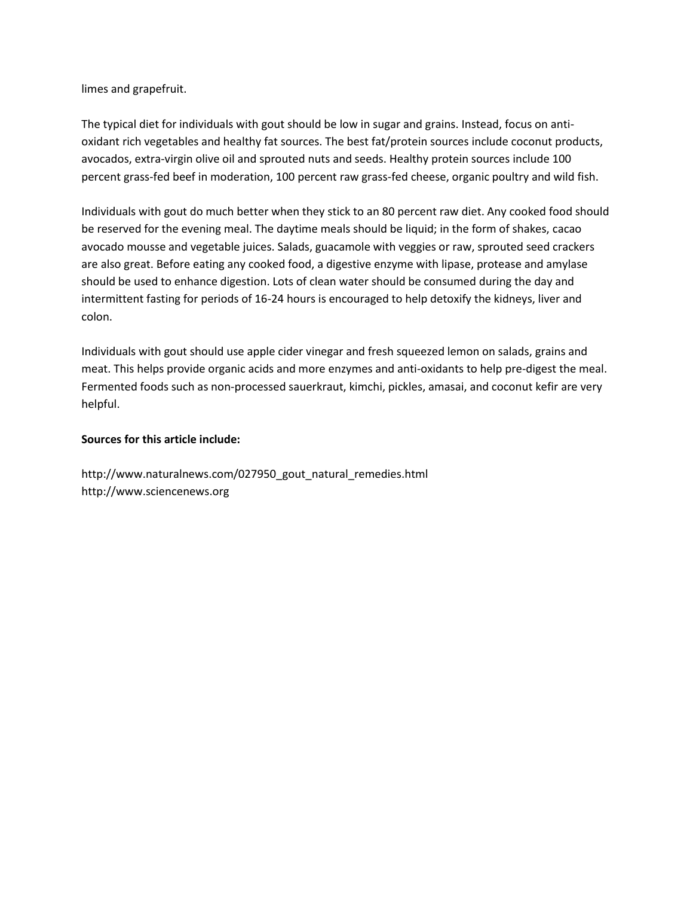limes and grapefruit.

The typical diet for individuals with gout should be low in sugar and grains. Instead, focus on anti-oxidant rich vegetables and healthy fat sources. The best fat/protein sources include coconut products, avocados, extra-virgin olive oil and sprouted nuts and seeds. Healthy protein sources include 100 percent grass-fed beef in moderation, 100 percent raw grass-fed cheese, organic poultry and wild fish.

Individuals with gout do much better when they stick to an 80 percent raw diet. Any cooked food should be reserved for the evening meal. The daytime meals should be liquid; in the form of shakes, cacao avocado mousse and vegetable juices. Salads, guacamole with veggies or raw, sprouted seed crackers are also great. Before eating any cooked food, a digestive enzyme with lipase, protease and amylase should be used to enhance digestion. Lots of clean water should be consumed during the day and intermittent fasting for periods of 16-24 hours is encouraged to help detoxify the kidneys, liver and colon.

Individuals with gout should use apple cider vinegar and fresh squeezed lemon on salads, grains and meat. This helps provide organic acids and more enzymes and anti-oxidants to help pre-digest the meal. Fermented foods such as non-processed sauerkraut, kimchi, pickles, amasai, and coconut kefir are very helpful.

**Sources for this article include:**

http://www.naturalnews.com/027950_gout_natural_remedies.html
http://www.sciencenews.org